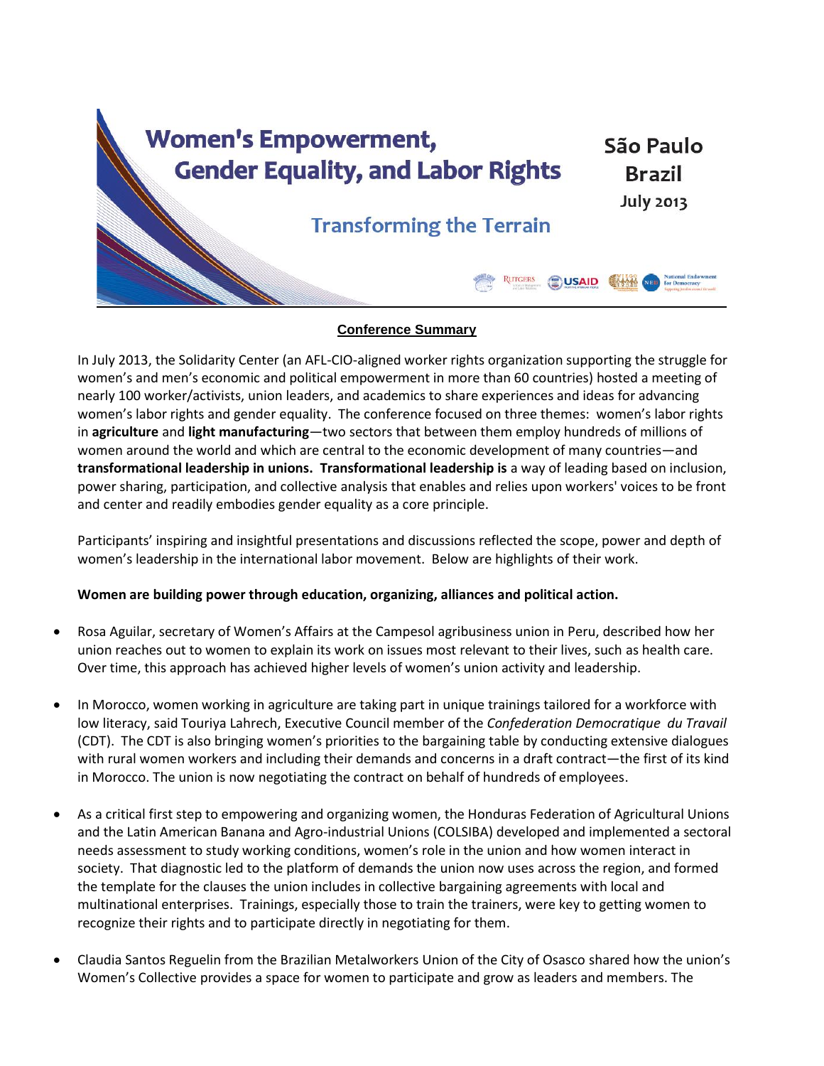# Women's Empowerment, Gender Equality, and Labor Rights

## Transforming the Terrain

São Paulo Brazil
July 2013

**Conference Summary**

In July 2013, the Solidarity Center (an AFL-CIO-aligned worker rights organization supporting the struggle for women's and men's economic and political empowerment in more than 60 countries) hosted a meeting of nearly 100 worker/activists, union leaders, and academics to share experiences and ideas for advancing women's labor rights and gender equality. The conference focused on three themes: women's labor rights in **agriculture** and **light manufacturing**—two sectors that between them employ hundreds of millions of women around the world and which are central to the economic development of many countries—and **transformational leadership in unions. Transformational leadership is** a way of leading based on inclusion, power sharing, participation, and collective analysis that enables and relies upon workers' voices to be front and center and readily embodies gender equality as a core principle.

Participants' inspiring and insightful presentations and discussions reflected the scope, power and depth of women's leadership in the international labor movement. Below are highlights of their work.

**Women are building power through education, organizing, alliances and political action.**

- Rosa Aguilar, secretary of Women's Affairs at the Campesol agribusiness union in Peru, described how her union reaches out to women to explain its work on issues most relevant to their lives, such as health care. Over time, this approach has achieved higher levels of women's union activity and leadership.

- In Morocco, women working in agriculture are taking part in unique trainings tailored for a workforce with low literacy, said Touriya Lahrech, Executive Council member of the *Confederation Democratique du Travail* (CDT). The CDT is also bringing women's priorities to the bargaining table by conducting extensive dialogues with rural women workers and including their demands and concerns in a draft contract—the first of its kind in Morocco. The union is now negotiating the contract on behalf of hundreds of employees.

- As a critical first step to empowering and organizing women, the Honduras Federation of Agricultural Unions and the Latin American Banana and Agro-industrial Unions (COLSIBA) developed and implemented a sectoral needs assessment to study working conditions, women's role in the union and how women interact in society. That diagnostic led to the platform of demands the union now uses across the region, and formed the template for the clauses the union includes in collective bargaining agreements with local and multinational enterprises. Trainings, especially those to train the trainers, were key to getting women to recognize their rights and to participate directly in negotiating for them.

- Claudia Santos Reguelin from the Brazilian Metalworkers Union of the City of Osasco shared how the union's Women's Collective provides a space for women to participate and grow as leaders and members. The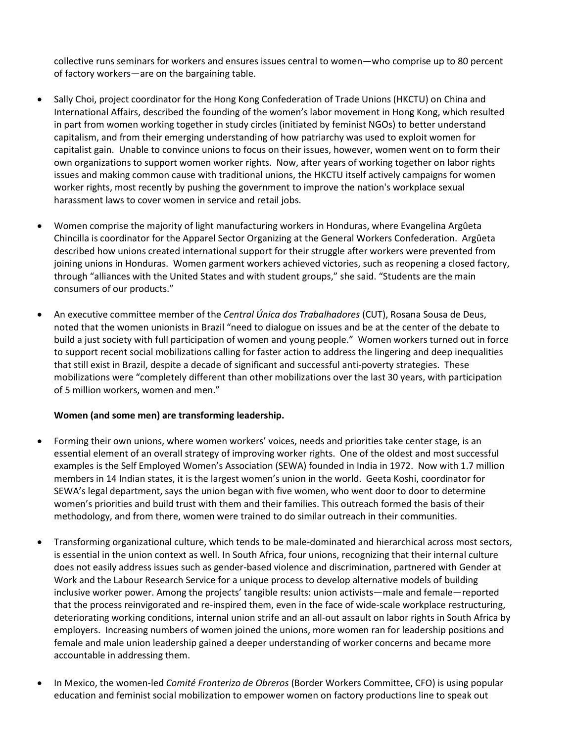collective runs seminars for workers and ensures issues central to women—who comprise up to 80 percent of factory workers—are on the bargaining table.

- Sally Choi, project coordinator for the Hong Kong Confederation of Trade Unions (HKCTU) on China and International Affairs, described the founding of the women's labor movement in Hong Kong, which resulted in part from women working together in study circles (initiated by feminist NGOs) to better understand capitalism, and from their emerging understanding of how patriarchy was used to exploit women for capitalist gain. Unable to convince unions to focus on their issues, however, women went on to form their own organizations to support women worker rights. Now, after years of working together on labor rights issues and making common cause with traditional unions, the HKCTU itself actively campaigns for women worker rights, most recently by pushing the government to improve the nation's workplace sexual harassment laws to cover women in service and retail jobs.

- Women comprise the majority of light manufacturing workers in Honduras, where Evangelina Argûeta Chincilla is coordinator for the Apparel Sector Organizing at the General Workers Confederation. Argûeta described how unions created international support for their struggle after workers were prevented from joining unions in Honduras. Women garment workers achieved victories, such as reopening a closed factory, through "alliances with the United States and with student groups," she said. "Students are the main consumers of our products."

- An executive committee member of the *Central Única dos Trabalhadores* (CUT), Rosana Sousa de Deus, noted that the women unionists in Brazil "need to dialogue on issues and be at the center of the debate to build a just society with full participation of women and young people." Women workers turned out in force to support recent social mobilizations calling for faster action to address the lingering and deep inequalities that still exist in Brazil, despite a decade of significant and successful anti-poverty strategies. These mobilizations were "completely different than other mobilizations over the last 30 years, with participation of 5 million workers, women and men."

**Women (and some men) are transforming leadership.**

- Forming their own unions, where women workers' voices, needs and priorities take center stage, is an essential element of an overall strategy of improving worker rights. One of the oldest and most successful examples is the Self Employed Women's Association (SEWA) founded in India in 1972. Now with 1.7 million members in 14 Indian states, it is the largest women's union in the world. Geeta Koshi, coordinator for SEWA's legal department, says the union began with five women, who went door to door to determine women's priorities and build trust with them and their families. This outreach formed the basis of their methodology, and from there, women were trained to do similar outreach in their communities.

- Transforming organizational culture, which tends to be male-dominated and hierarchical across most sectors, is essential in the union context as well. In South Africa, four unions, recognizing that their internal culture does not easily address issues such as gender-based violence and discrimination, partnered with Gender at Work and the Labour Research Service for a unique process to develop alternative models of building inclusive worker power. Among the projects' tangible results: union activists—male and female—reported that the process reinvigorated and re-inspired them, even in the face of wide-scale workplace restructuring, deteriorating working conditions, internal union strife and an all-out assault on labor rights in South Africa by employers. Increasing numbers of women joined the unions, more women ran for leadership positions and female and male union leadership gained a deeper understanding of worker concerns and became more accountable in addressing them.

- In Mexico, the women-led *Comité Fronterizo de Obreros* (Border Workers Committee, CFO) is using popular education and feminist social mobilization to empower women on factory productions line to speak out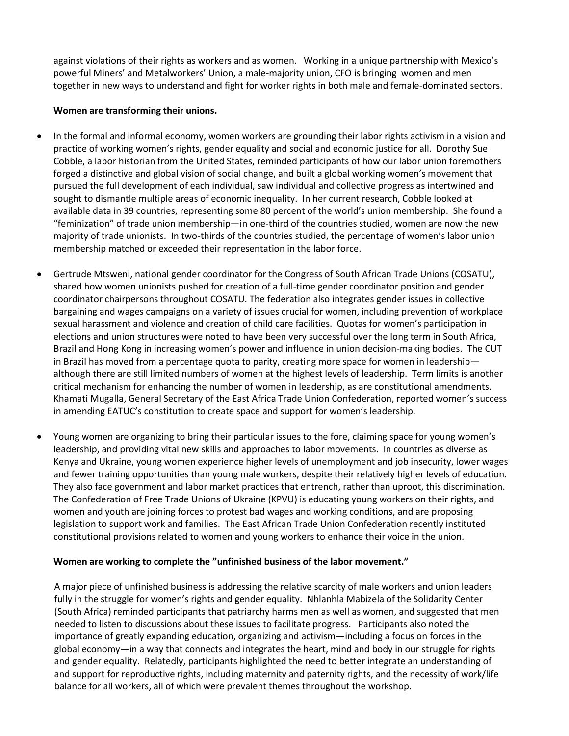against violations of their rights as workers and as women. Working in a unique partnership with Mexico's powerful Miners' and Metalworkers' Union, a male-majority union, CFO is bringing women and men together in new ways to understand and fight for worker rights in both male and female-dominated sectors.

**Women are transforming their unions.**

- In the formal and informal economy, women workers are grounding their labor rights activism in a vision and practice of working women's rights, gender equality and social and economic justice for all. Dorothy Sue Cobble, a labor historian from the United States, reminded participants of how our labor union foremothers forged a distinctive and global vision of social change, and built a global working women's movement that pursued the full development of each individual, saw individual and collective progress as intertwined and sought to dismantle multiple areas of economic inequality. In her current research, Cobble looked at available data in 39 countries, representing some 80 percent of the world's union membership. She found a "feminization" of trade union membership—in one-third of the countries studied, women are now the new majority of trade unionists. In two-thirds of the countries studied, the percentage of women's labor union membership matched or exceeded their representation in the labor force.

- Gertrude Mtsweni, national gender coordinator for the Congress of South African Trade Unions (COSATU), shared how women unionists pushed for creation of a full-time gender coordinator position and gender coordinator chairpersons throughout COSATU. The federation also integrates gender issues in collective bargaining and wages campaigns on a variety of issues crucial for women, including prevention of workplace sexual harassment and violence and creation of child care facilities. Quotas for women's participation in elections and union structures were noted to have been very successful over the long term in South Africa, Brazil and Hong Kong in increasing women's power and influence in union decision-making bodies. The CUT in Brazil has moved from a percentage quota to parity, creating more space for women in leadership—although there are still limited numbers of women at the highest levels of leadership. Term limits is another critical mechanism for enhancing the number of women in leadership, as are constitutional amendments. Khamati Mugalla, General Secretary of the East Africa Trade Union Confederation, reported women's success in amending EATUC's constitution to create space and support for women's leadership.

- Young women are organizing to bring their particular issues to the fore, claiming space for young women's leadership, and providing vital new skills and approaches to labor movements. In countries as diverse as Kenya and Ukraine, young women experience higher levels of unemployment and job insecurity, lower wages and fewer training opportunities than young male workers, despite their relatively higher levels of education. They also face government and labor market practices that entrench, rather than uproot, this discrimination. The Confederation of Free Trade Unions of Ukraine (KPVU) is educating young workers on their rights, and women and youth are joining forces to protest bad wages and working conditions, and are proposing legislation to support work and families. The East African Trade Union Confederation recently instituted constitutional provisions related to women and young workers to enhance their voice in the union.

**Women are working to complete the "unfinished business of the labor movement."**

A major piece of unfinished business is addressing the relative scarcity of male workers and union leaders fully in the struggle for women's rights and gender equality. Nhlanhla Mabizela of the Solidarity Center (South Africa) reminded participants that patriarchy harms men as well as women, and suggested that men needed to listen to discussions about these issues to facilitate progress. Participants also noted the importance of greatly expanding education, organizing and activism—including a focus on forces in the global economy—in a way that connects and integrates the heart, mind and body in our struggle for rights and gender equality. Relatedly, participants highlighted the need to better integrate an understanding of and support for reproductive rights, including maternity and paternity rights, and the necessity of work/life balance for all workers, all of which were prevalent themes throughout the workshop.